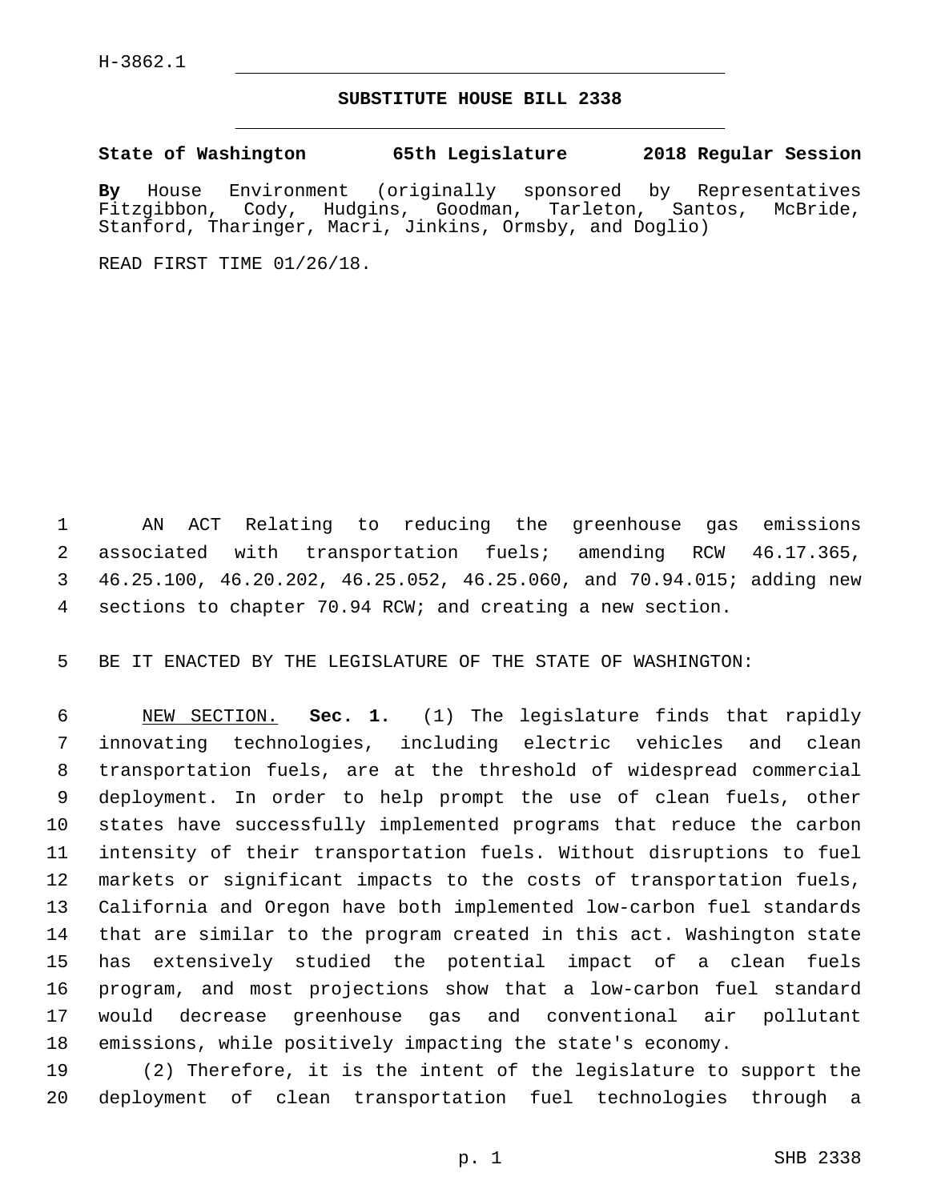H-3862.1

**SUBSTITUTE HOUSE BILL 2338**

**State of Washington 65th Legislature 2018 Regular Session**

**By** House Environment (originally sponsored by Representatives Fitzgibbon, Cody, Hudgins, Goodman, Tarleton, Santos, McBride, Stanford, Tharinger, Macri, Jinkins, Ormsby, and Doglio)

READ FIRST TIME 01/26/18.

AN ACT Relating to reducing the greenhouse gas emissions associated with transportation fuels; amending RCW 46.17.365, 46.25.100, 46.20.202, 46.25.052, 46.25.060, and 70.94.015; adding new sections to chapter 70.94 RCW; and creating a new section.

BE IT ENACTED BY THE LEGISLATURE OF THE STATE OF WASHINGTON:

NEW SECTION. **Sec. 1.** (1) The legislature finds that rapidly innovating technologies, including electric vehicles and clean transportation fuels, are at the threshold of widespread commercial deployment. In order to help prompt the use of clean fuels, other states have successfully implemented programs that reduce the carbon intensity of their transportation fuels. Without disruptions to fuel markets or significant impacts to the costs of transportation fuels, California and Oregon have both implemented low-carbon fuel standards that are similar to the program created in this act. Washington state has extensively studied the potential impact of a clean fuels program, and most projections show that a low-carbon fuel standard would decrease greenhouse gas and conventional air pollutant emissions, while positively impacting the state's economy.

(2) Therefore, it is the intent of the legislature to support the deployment of clean transportation fuel technologies through a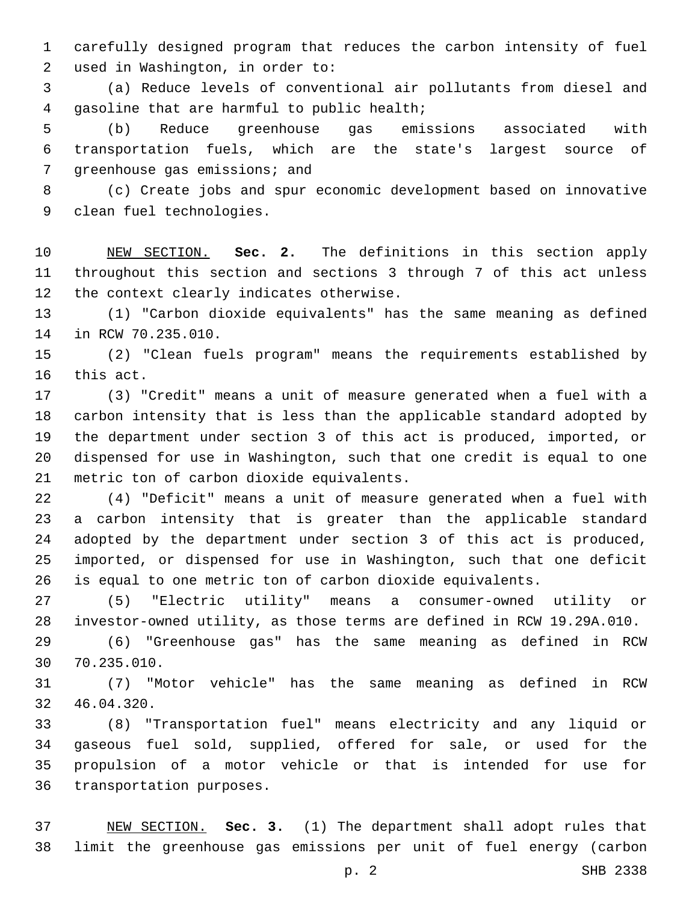carefully designed program that reduces the carbon intensity of fuel used in Washington, in order to:

(a) Reduce levels of conventional air pollutants from diesel and gasoline that are harmful to public health;

(b) Reduce greenhouse gas emissions associated with transportation fuels, which are the state's largest source of greenhouse gas emissions; and

(c) Create jobs and spur economic development based on innovative clean fuel technologies.

NEW SECTION. **Sec. 2.** The definitions in this section apply throughout this section and sections 3 through 7 of this act unless the context clearly indicates otherwise.

(1) "Carbon dioxide equivalents" has the same meaning as defined in RCW 70.235.010.

(2) "Clean fuels program" means the requirements established by this act.

(3) "Credit" means a unit of measure generated when a fuel with a carbon intensity that is less than the applicable standard adopted by the department under section 3 of this act is produced, imported, or dispensed for use in Washington, such that one credit is equal to one metric ton of carbon dioxide equivalents.

(4) "Deficit" means a unit of measure generated when a fuel with a carbon intensity that is greater than the applicable standard adopted by the department under section 3 of this act is produced, imported, or dispensed for use in Washington, such that one deficit is equal to one metric ton of carbon dioxide equivalents.

(5) "Electric utility" means a consumer-owned utility or investor-owned utility, as those terms are defined in RCW 19.29A.010.

(6) "Greenhouse gas" has the same meaning as defined in RCW 70.235.010.

(7) "Motor vehicle" has the same meaning as defined in RCW 46.04.320.

(8) "Transportation fuel" means electricity and any liquid or gaseous fuel sold, supplied, offered for sale, or used for the propulsion of a motor vehicle or that is intended for use for transportation purposes.

NEW SECTION. **Sec. 3.** (1) The department shall adopt rules that limit the greenhouse gas emissions per unit of fuel energy (carbon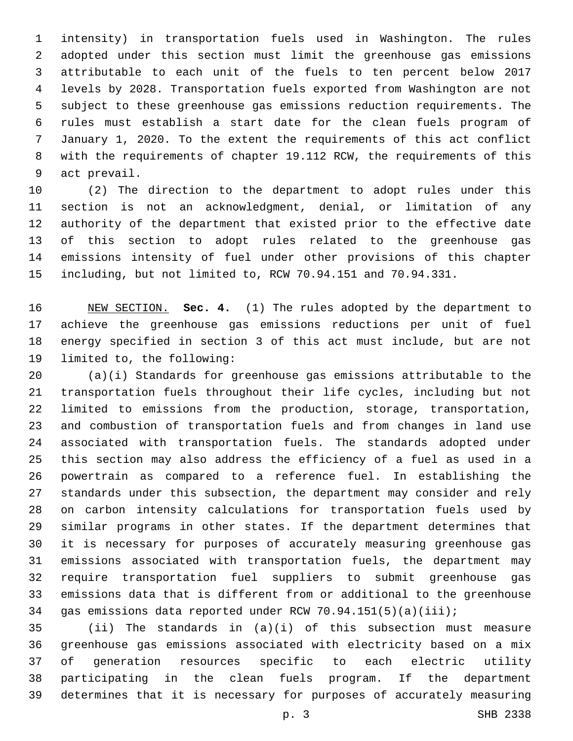intensity) in transportation fuels used in Washington. The rules adopted under this section must limit the greenhouse gas emissions attributable to each unit of the fuels to ten percent below 2017 levels by 2028. Transportation fuels exported from Washington are not subject to these greenhouse gas emissions reduction requirements. The rules must establish a start date for the clean fuels program of January 1, 2020. To the extent the requirements of this act conflict with the requirements of chapter 19.112 RCW, the requirements of this act prevail.

(2) The direction to the department to adopt rules under this section is not an acknowledgment, denial, or limitation of any authority of the department that existed prior to the effective date of this section to adopt rules related to the greenhouse gas emissions intensity of fuel under other provisions of this chapter including, but not limited to, RCW 70.94.151 and 70.94.331.

NEW SECTION. **Sec. 4.** (1) The rules adopted by the department to achieve the greenhouse gas emissions reductions per unit of fuel energy specified in section 3 of this act must include, but are not limited to, the following:

(a)(i) Standards for greenhouse gas emissions attributable to the transportation fuels throughout their life cycles, including but not limited to emissions from the production, storage, transportation, and combustion of transportation fuels and from changes in land use associated with transportation fuels. The standards adopted under this section may also address the efficiency of a fuel as used in a powertrain as compared to a reference fuel. In establishing the standards under this subsection, the department may consider and rely on carbon intensity calculations for transportation fuels used by similar programs in other states. If the department determines that it is necessary for purposes of accurately measuring greenhouse gas emissions associated with transportation fuels, the department may require transportation fuel suppliers to submit greenhouse gas emissions data that is different from or additional to the greenhouse gas emissions data reported under RCW 70.94.151(5)(a)(iii);

(ii) The standards in (a)(i) of this subsection must measure greenhouse gas emissions associated with electricity based on a mix of generation resources specific to each electric utility participating in the clean fuels program. If the department determines that it is necessary for purposes of accurately measuring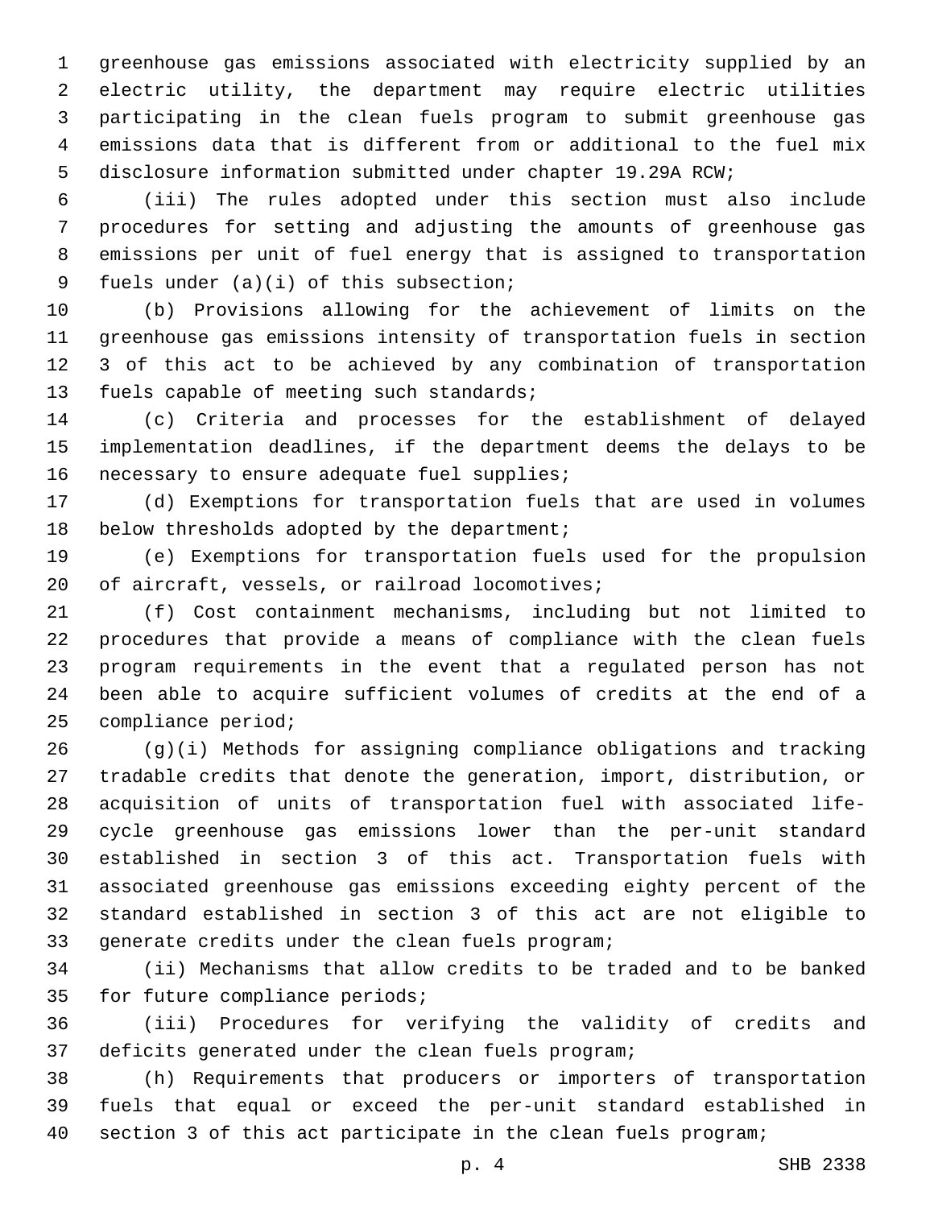greenhouse gas emissions associated with electricity supplied by an electric utility, the department may require electric utilities participating in the clean fuels program to submit greenhouse gas emissions data that is different from or additional to the fuel mix disclosure information submitted under chapter 19.29A RCW;

(iii) The rules adopted under this section must also include procedures for setting and adjusting the amounts of greenhouse gas emissions per unit of fuel energy that is assigned to transportation fuels under (a)(i) of this subsection;

(b) Provisions allowing for the achievement of limits on the greenhouse gas emissions intensity of transportation fuels in section 3 of this act to be achieved by any combination of transportation fuels capable of meeting such standards;

(c) Criteria and processes for the establishment of delayed implementation deadlines, if the department deems the delays to be necessary to ensure adequate fuel supplies;

(d) Exemptions for transportation fuels that are used in volumes below thresholds adopted by the department;

(e) Exemptions for transportation fuels used for the propulsion of aircraft, vessels, or railroad locomotives;

(f) Cost containment mechanisms, including but not limited to procedures that provide a means of compliance with the clean fuels program requirements in the event that a regulated person has not been able to acquire sufficient volumes of credits at the end of a compliance period;

(g)(i) Methods for assigning compliance obligations and tracking tradable credits that denote the generation, import, distribution, or acquisition of units of transportation fuel with associated life-cycle greenhouse gas emissions lower than the per-unit standard established in section 3 of this act. Transportation fuels with associated greenhouse gas emissions exceeding eighty percent of the standard established in section 3 of this act are not eligible to generate credits under the clean fuels program;

(ii) Mechanisms that allow credits to be traded and to be banked for future compliance periods;

(iii) Procedures for verifying the validity of credits and deficits generated under the clean fuels program;

(h) Requirements that producers or importers of transportation fuels that equal or exceed the per-unit standard established in section 3 of this act participate in the clean fuels program;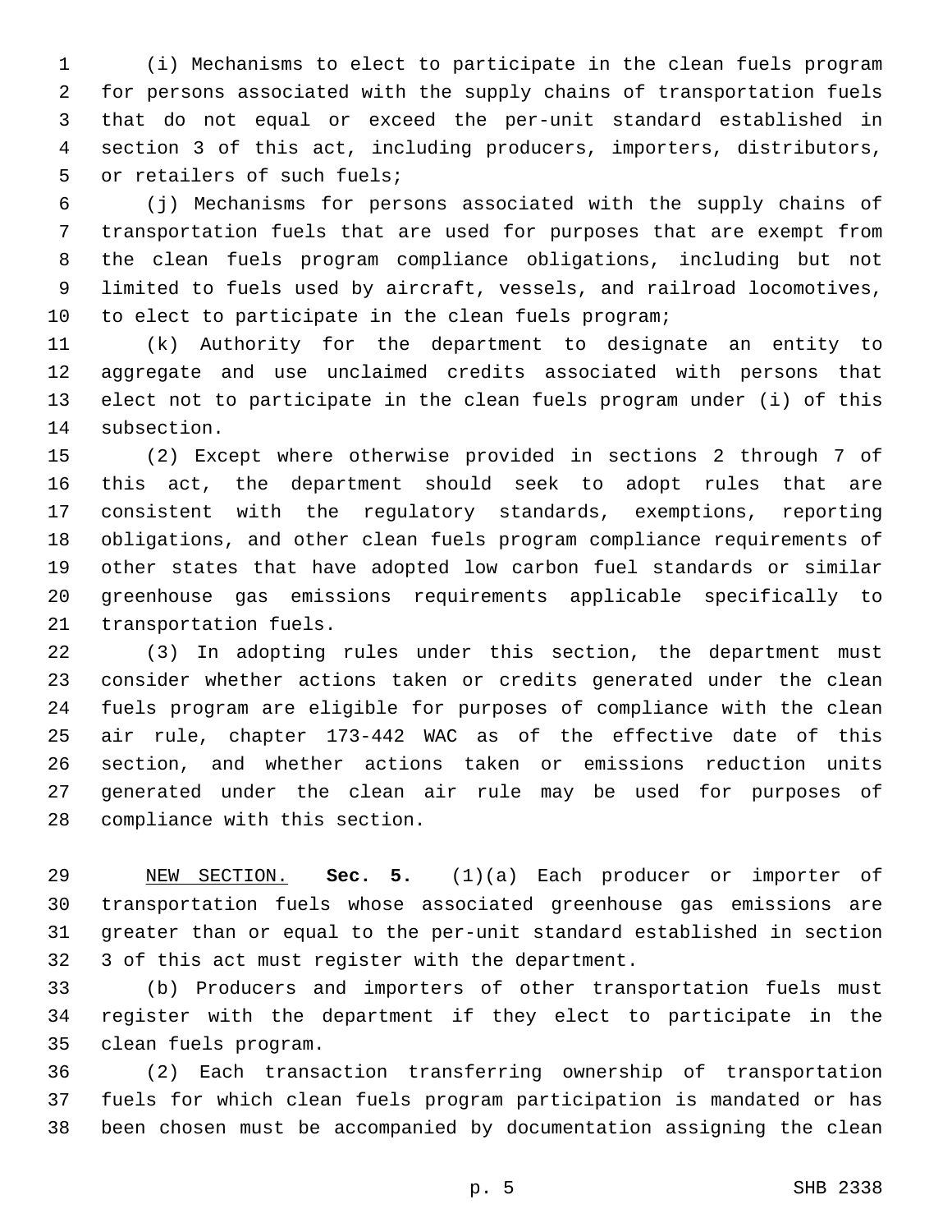(i) Mechanisms to elect to participate in the clean fuels program for persons associated with the supply chains of transportation fuels that do not equal or exceed the per-unit standard established in section 3 of this act, including producers, importers, distributors, or retailers of such fuels;

(j) Mechanisms for persons associated with the supply chains of transportation fuels that are used for purposes that are exempt from the clean fuels program compliance obligations, including but not limited to fuels used by aircraft, vessels, and railroad locomotives, to elect to participate in the clean fuels program;

(k) Authority for the department to designate an entity to aggregate and use unclaimed credits associated with persons that elect not to participate in the clean fuels program under (i) of this subsection.

(2) Except where otherwise provided in sections 2 through 7 of this act, the department should seek to adopt rules that are consistent with the regulatory standards, exemptions, reporting obligations, and other clean fuels program compliance requirements of other states that have adopted low carbon fuel standards or similar greenhouse gas emissions requirements applicable specifically to transportation fuels.

(3) In adopting rules under this section, the department must consider whether actions taken or credits generated under the clean fuels program are eligible for purposes of compliance with the clean air rule, chapter 173-442 WAC as of the effective date of this section, and whether actions taken or emissions reduction units generated under the clean air rule may be used for purposes of compliance with this section.

NEW SECTION. **Sec. 5.** (1)(a) Each producer or importer of transportation fuels whose associated greenhouse gas emissions are greater than or equal to the per-unit standard established in section 3 of this act must register with the department.

(b) Producers and importers of other transportation fuels must register with the department if they elect to participate in the clean fuels program.

(2) Each transaction transferring ownership of transportation fuels for which clean fuels program participation is mandated or has been chosen must be accompanied by documentation assigning the clean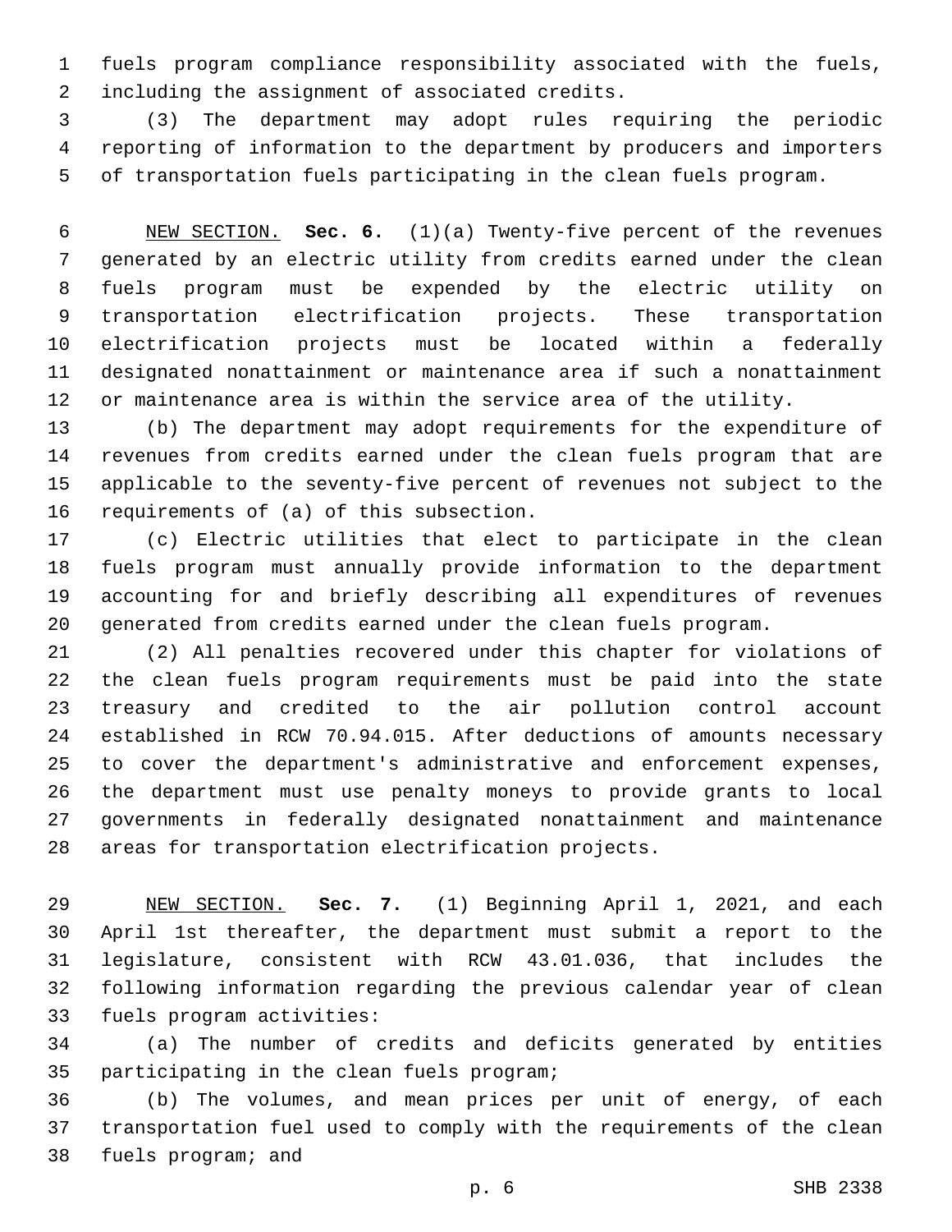fuels program compliance responsibility associated with the fuels, including the assignment of associated credits.

(3) The department may adopt rules requiring the periodic reporting of information to the department by producers and importers of transportation fuels participating in the clean fuels program.

NEW SECTION. **Sec. 6.** (1)(a) Twenty-five percent of the revenues generated by an electric utility from credits earned under the clean fuels program must be expended by the electric utility on transportation electrification projects. These transportation electrification projects must be located within a federally designated nonattainment or maintenance area if such a nonattainment or maintenance area is within the service area of the utility.

(b) The department may adopt requirements for the expenditure of revenues from credits earned under the clean fuels program that are applicable to the seventy-five percent of revenues not subject to the requirements of (a) of this subsection.

(c) Electric utilities that elect to participate in the clean fuels program must annually provide information to the department accounting for and briefly describing all expenditures of revenues generated from credits earned under the clean fuels program.

(2) All penalties recovered under this chapter for violations of the clean fuels program requirements must be paid into the state treasury and credited to the air pollution control account established in RCW 70.94.015. After deductions of amounts necessary to cover the department's administrative and enforcement expenses, the department must use penalty moneys to provide grants to local governments in federally designated nonattainment and maintenance areas for transportation electrification projects.

NEW SECTION. **Sec. 7.** (1) Beginning April 1, 2021, and each April 1st thereafter, the department must submit a report to the legislature, consistent with RCW 43.01.036, that includes the following information regarding the previous calendar year of clean fuels program activities:

(a) The number of credits and deficits generated by entities participating in the clean fuels program;

(b) The volumes, and mean prices per unit of energy, of each transportation fuel used to comply with the requirements of the clean fuels program; and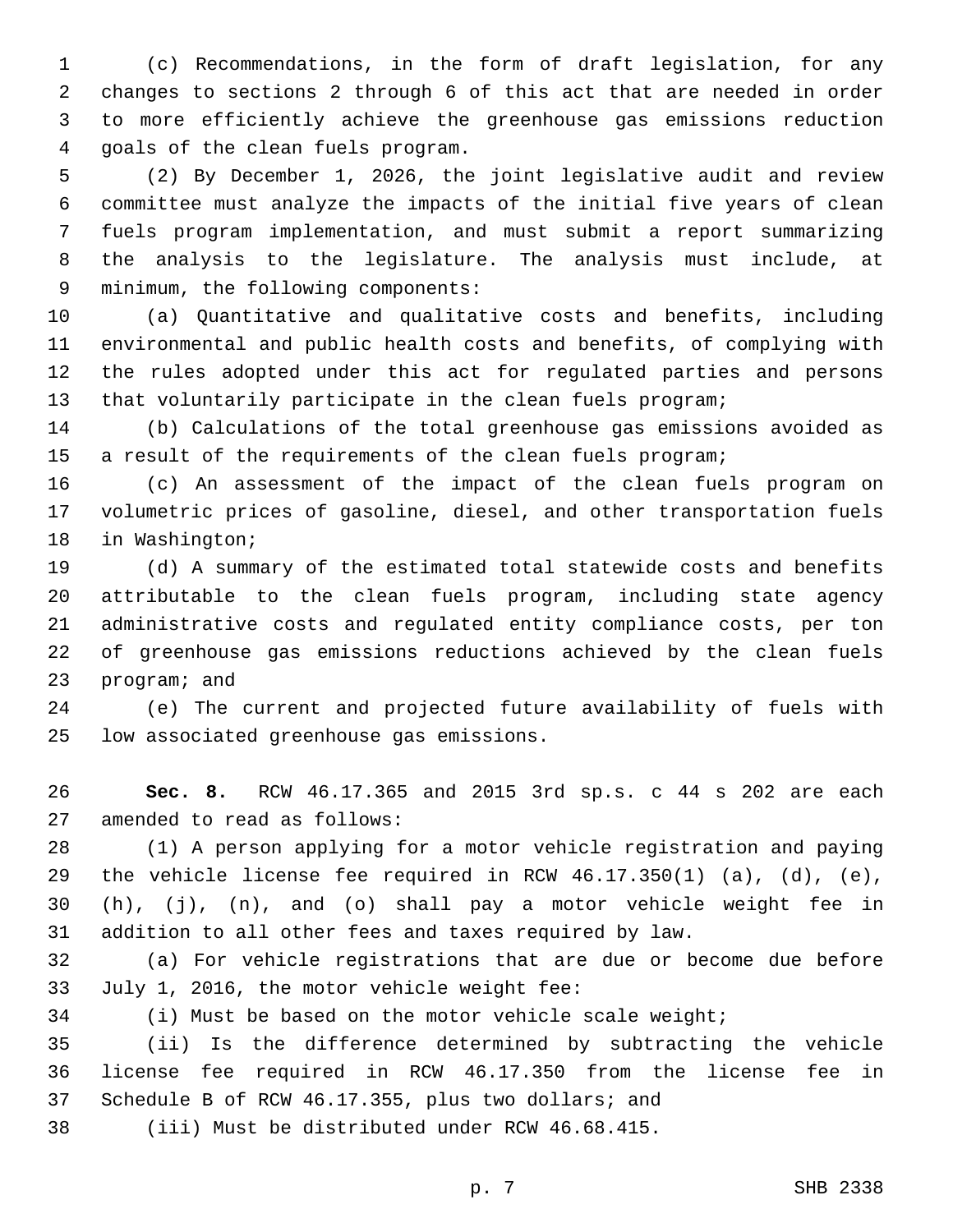(c) Recommendations, in the form of draft legislation, for any changes to sections 2 through 6 of this act that are needed in order to more efficiently achieve the greenhouse gas emissions reduction goals of the clean fuels program.

(2) By December 1, 2026, the joint legislative audit and review committee must analyze the impacts of the initial five years of clean fuels program implementation, and must submit a report summarizing the analysis to the legislature. The analysis must include, at minimum, the following components:

(a) Quantitative and qualitative costs and benefits, including environmental and public health costs and benefits, of complying with the rules adopted under this act for regulated parties and persons that voluntarily participate in the clean fuels program;

(b) Calculations of the total greenhouse gas emissions avoided as a result of the requirements of the clean fuels program;

(c) An assessment of the impact of the clean fuels program on volumetric prices of gasoline, diesel, and other transportation fuels in Washington;

(d) A summary of the estimated total statewide costs and benefits attributable to the clean fuels program, including state agency administrative costs and regulated entity compliance costs, per ton of greenhouse gas emissions reductions achieved by the clean fuels program; and

(e) The current and projected future availability of fuels with low associated greenhouse gas emissions.

**Sec. 8.** RCW 46.17.365 and 2015 3rd sp.s. c 44 s 202 are each amended to read as follows:

(1) A person applying for a motor vehicle registration and paying the vehicle license fee required in RCW 46.17.350(1) (a), (d), (e), (h), (j), (n), and (o) shall pay a motor vehicle weight fee in addition to all other fees and taxes required by law.

(a) For vehicle registrations that are due or become due before July 1, 2016, the motor vehicle weight fee:

(i) Must be based on the motor vehicle scale weight;

(ii) Is the difference determined by subtracting the vehicle license fee required in RCW 46.17.350 from the license fee in Schedule B of RCW 46.17.355, plus two dollars; and

(iii) Must be distributed under RCW 46.68.415.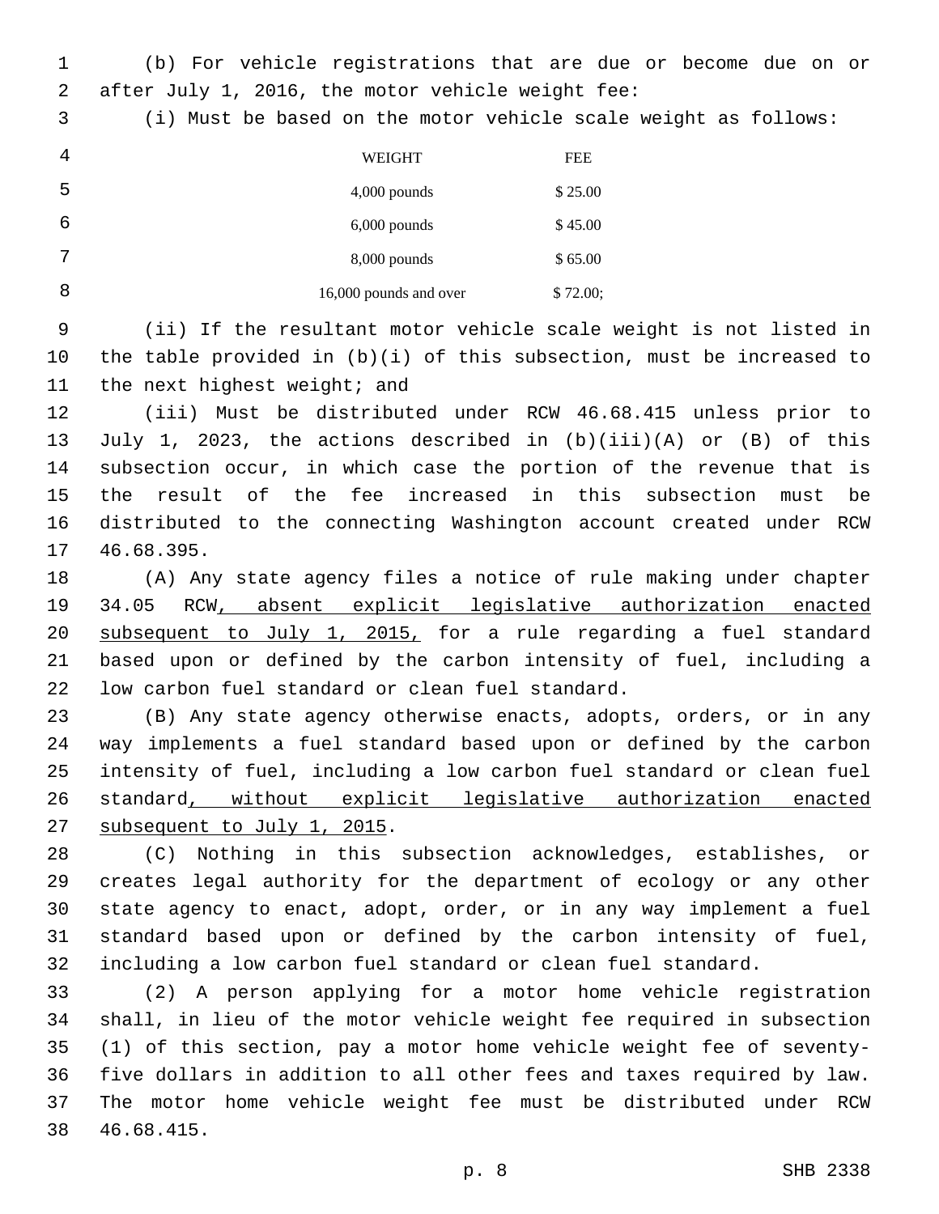(b) For vehicle registrations that are due or become due on or after July 1, 2016, the motor vehicle weight fee:

(i) Must be based on the motor vehicle scale weight as follows:

| WEIGHT | FEE |
|---|---|
| 4,000 pounds | $ 25.00 |
| 6,000 pounds | $ 45.00 |
| 8,000 pounds | $ 65.00 |
| 16,000 pounds and over | $ 72.00; |

(ii) If the resultant motor vehicle scale weight is not listed in the table provided in (b)(i) of this subsection, must be increased to the next highest weight; and

(iii) Must be distributed under RCW 46.68.415 unless prior to July 1, 2023, the actions described in (b)(iii)(A) or (B) of this subsection occur, in which case the portion of the revenue that is the result of the fee increased in this subsection must be distributed to the connecting Washington account created under RCW 46.68.395.

(A) Any state agency files a notice of rule making under chapter 34.05 RCW<u>, absent explicit legislative authorization enacted subsequent to July 1, 2015,</u> for a rule regarding a fuel standard based upon or defined by the carbon intensity of fuel, including a low carbon fuel standard or clean fuel standard.

(B) Any state agency otherwise enacts, adopts, orders, or in any way implements a fuel standard based upon or defined by the carbon intensity of fuel, including a low carbon fuel standard or clean fuel standard<u>, without explicit legislative authorization enacted subsequent to July 1, 2015</u>.

(C) Nothing in this subsection acknowledges, establishes, or creates legal authority for the department of ecology or any other state agency to enact, adopt, order, or in any way implement a fuel standard based upon or defined by the carbon intensity of fuel, including a low carbon fuel standard or clean fuel standard.

(2) A person applying for a motor home vehicle registration shall, in lieu of the motor vehicle weight fee required in subsection (1) of this section, pay a motor home vehicle weight fee of seventy-five dollars in addition to all other fees and taxes required by law. The motor home vehicle weight fee must be distributed under RCW 46.68.415.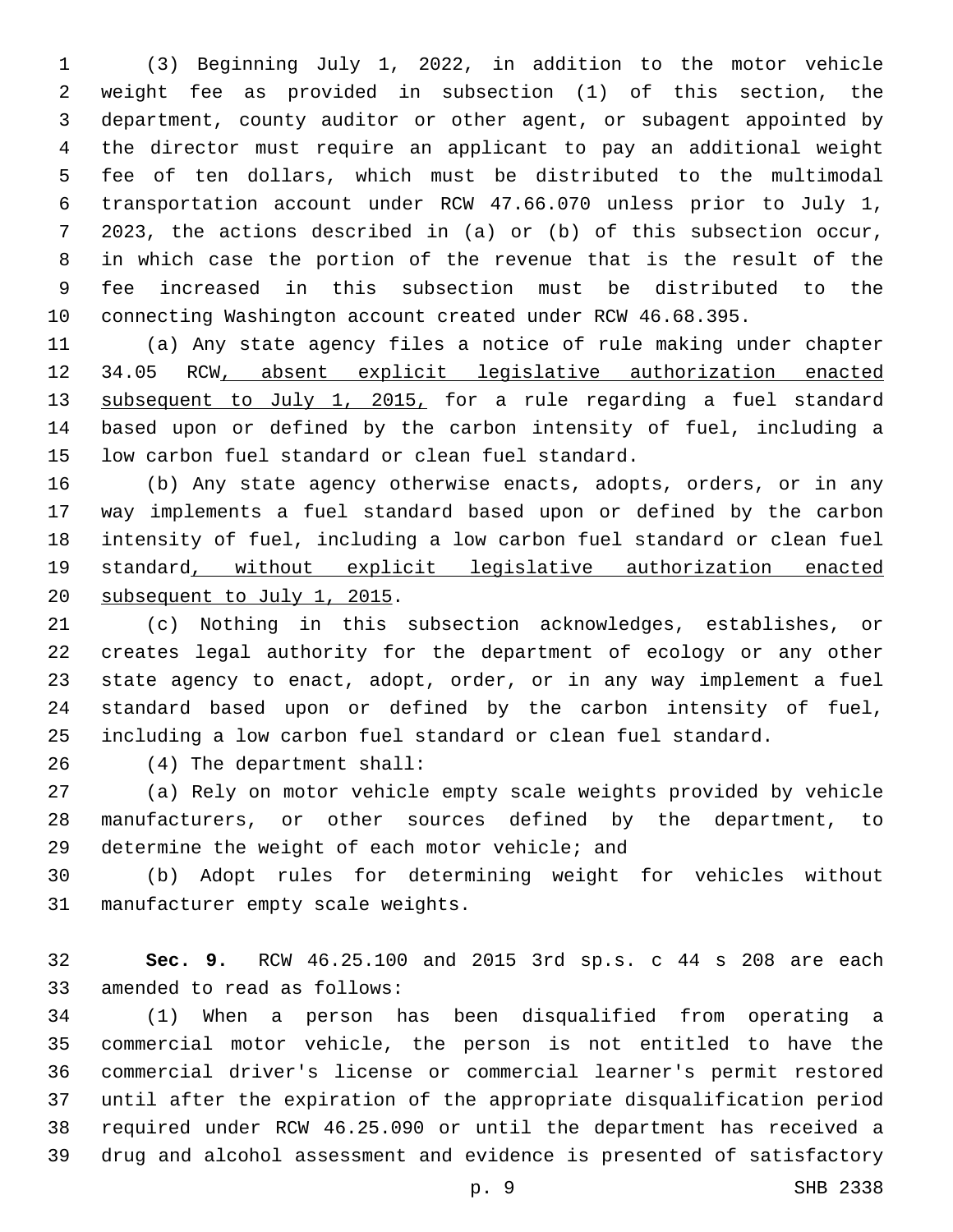(3) Beginning July 1, 2022, in addition to the motor vehicle weight fee as provided in subsection (1) of this section, the department, county auditor or other agent, or subagent appointed by the director must require an applicant to pay an additional weight fee of ten dollars, which must be distributed to the multimodal transportation account under RCW 47.66.070 unless prior to July 1, 2023, the actions described in (a) or (b) of this subsection occur, in which case the portion of the revenue that is the result of the fee increased in this subsection must be distributed to the connecting Washington account created under RCW 46.68.395.

(a) Any state agency files a notice of rule making under chapter 34.05 RCW, absent explicit legislative authorization enacted subsequent to July 1, 2015, for a rule regarding a fuel standard based upon or defined by the carbon intensity of fuel, including a low carbon fuel standard or clean fuel standard.

(b) Any state agency otherwise enacts, adopts, orders, or in any way implements a fuel standard based upon or defined by the carbon intensity of fuel, including a low carbon fuel standard or clean fuel standard, without explicit legislative authorization enacted subsequent to July 1, 2015.

(c) Nothing in this subsection acknowledges, establishes, or creates legal authority for the department of ecology or any other state agency to enact, adopt, order, or in any way implement a fuel standard based upon or defined by the carbon intensity of fuel, including a low carbon fuel standard or clean fuel standard.

(4) The department shall:

(a) Rely on motor vehicle empty scale weights provided by vehicle manufacturers, or other sources defined by the department, to determine the weight of each motor vehicle; and

(b) Adopt rules for determining weight for vehicles without manufacturer empty scale weights.

**Sec. 9.** RCW 46.25.100 and 2015 3rd sp.s. c 44 s 208 are each amended to read as follows:

(1) When a person has been disqualified from operating a commercial motor vehicle, the person is not entitled to have the commercial driver's license or commercial learner's permit restored until after the expiration of the appropriate disqualification period required under RCW 46.25.090 or until the department has received a drug and alcohol assessment and evidence is presented of satisfactory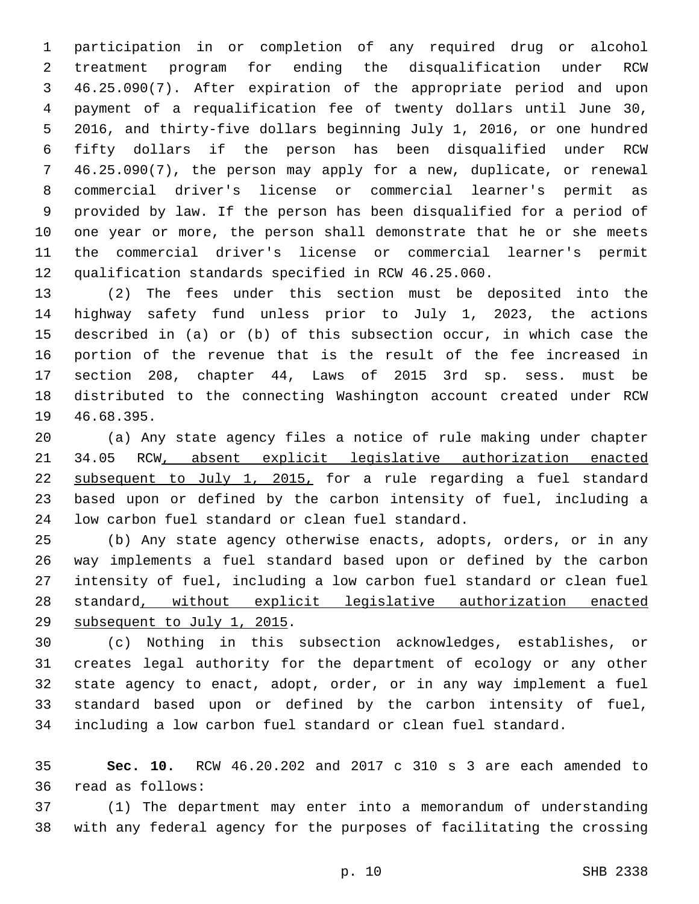participation in or completion of any required drug or alcohol treatment program for ending the disqualification under RCW 46.25.090(7). After expiration of the appropriate period and upon payment of a requalification fee of twenty dollars until June 30, 2016, and thirty-five dollars beginning July 1, 2016, or one hundred fifty dollars if the person has been disqualified under RCW 46.25.090(7), the person may apply for a new, duplicate, or renewal commercial driver's license or commercial learner's permit as provided by law. If the person has been disqualified for a period of one year or more, the person shall demonstrate that he or she meets the commercial driver's license or commercial learner's permit qualification standards specified in RCW 46.25.060.

(2) The fees under this section must be deposited into the highway safety fund unless prior to July 1, 2023, the actions described in (a) or (b) of this subsection occur, in which case the portion of the revenue that is the result of the fee increased in section 208, chapter 44, Laws of 2015 3rd sp. sess. must be distributed to the connecting Washington account created under RCW 46.68.395.

(a) Any state agency files a notice of rule making under chapter 34.05 RCW<u>, absent explicit legislative authorization enacted subsequent to July 1, 2015,</u> for a rule regarding a fuel standard based upon or defined by the carbon intensity of fuel, including a low carbon fuel standard or clean fuel standard.

(b) Any state agency otherwise enacts, adopts, orders, or in any way implements a fuel standard based upon or defined by the carbon intensity of fuel, including a low carbon fuel standard or clean fuel standard<u>, without explicit legislative authorization enacted subsequent to July 1, 2015</u>.

(c) Nothing in this subsection acknowledges, establishes, or creates legal authority for the department of ecology or any other state agency to enact, adopt, order, or in any way implement a fuel standard based upon or defined by the carbon intensity of fuel, including a low carbon fuel standard or clean fuel standard.

**Sec. 10.** RCW 46.20.202 and 2017 c 310 s 3 are each amended to read as follows:

(1) The department may enter into a memorandum of understanding with any federal agency for the purposes of facilitating the crossing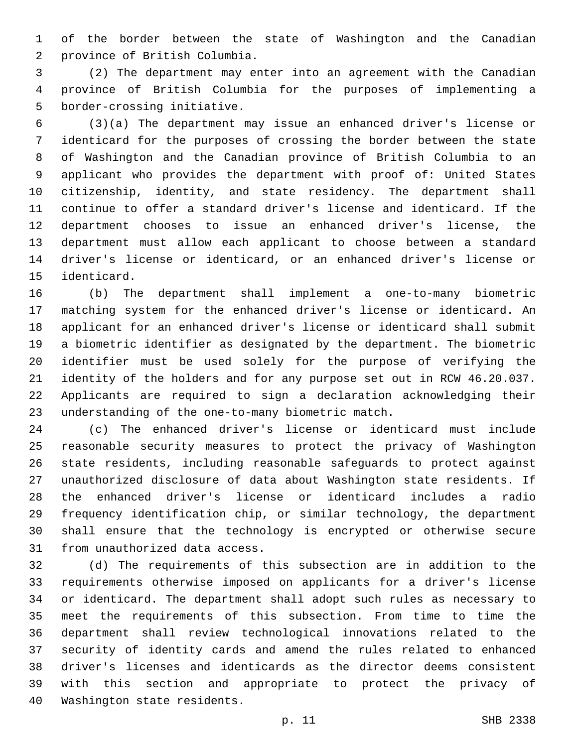of the border between the state of Washington and the Canadian province of British Columbia.

(2) The department may enter into an agreement with the Canadian province of British Columbia for the purposes of implementing a border-crossing initiative.

(3)(a) The department may issue an enhanced driver's license or identicard for the purposes of crossing the border between the state of Washington and the Canadian province of British Columbia to an applicant who provides the department with proof of: United States citizenship, identity, and state residency. The department shall continue to offer a standard driver's license and identicard. If the department chooses to issue an enhanced driver's license, the department must allow each applicant to choose between a standard driver's license or identicard, or an enhanced driver's license or identicard.

(b) The department shall implement a one-to-many biometric matching system for the enhanced driver's license or identicard. An applicant for an enhanced driver's license or identicard shall submit a biometric identifier as designated by the department. The biometric identifier must be used solely for the purpose of verifying the identity of the holders and for any purpose set out in RCW 46.20.037. Applicants are required to sign a declaration acknowledging their understanding of the one-to-many biometric match.

(c) The enhanced driver's license or identicard must include reasonable security measures to protect the privacy of Washington state residents, including reasonable safeguards to protect against unauthorized disclosure of data about Washington state residents. If the enhanced driver's license or identicard includes a radio frequency identification chip, or similar technology, the department shall ensure that the technology is encrypted or otherwise secure from unauthorized data access.

(d) The requirements of this subsection are in addition to the requirements otherwise imposed on applicants for a driver's license or identicard. The department shall adopt such rules as necessary to meet the requirements of this subsection. From time to time the department shall review technological innovations related to the security of identity cards and amend the rules related to enhanced driver's licenses and identicards as the director deems consistent with this section and appropriate to protect the privacy of Washington state residents.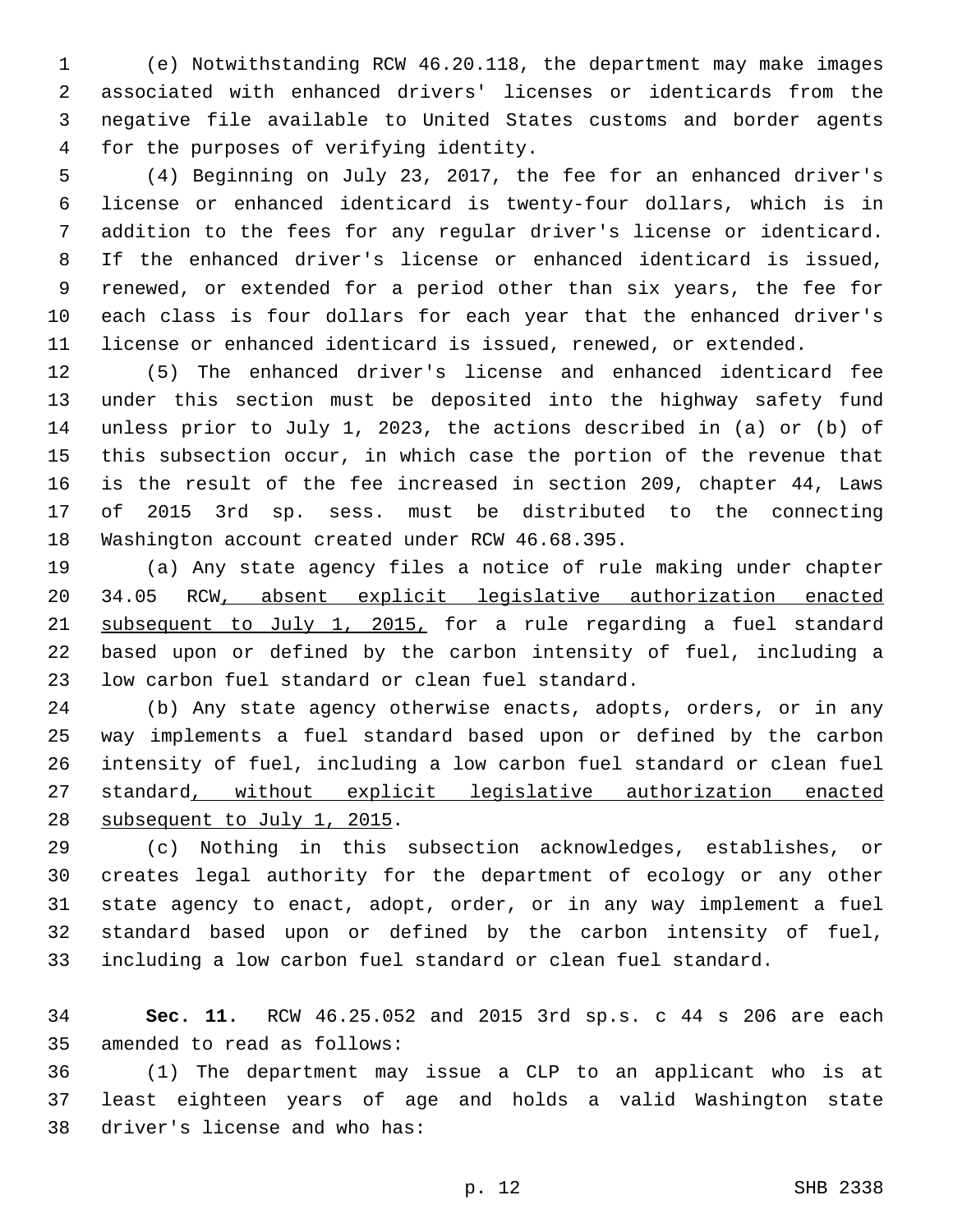(e) Notwithstanding RCW 46.20.118, the department may make images associated with enhanced drivers' licenses or identicards from the negative file available to United States customs and border agents for the purposes of verifying identity.

(4) Beginning on July 23, 2017, the fee for an enhanced driver's license or enhanced identicard is twenty-four dollars, which is in addition to the fees for any regular driver's license or identicard. If the enhanced driver's license or enhanced identicard is issued, renewed, or extended for a period other than six years, the fee for each class is four dollars for each year that the enhanced driver's license or enhanced identicard is issued, renewed, or extended.

(5) The enhanced driver's license and enhanced identicard fee under this section must be deposited into the highway safety fund unless prior to July 1, 2023, the actions described in (a) or (b) of this subsection occur, in which case the portion of the revenue that is the result of the fee increased in section 209, chapter 44, Laws of 2015 3rd sp. sess. must be distributed to the connecting Washington account created under RCW 46.68.395.

(a) Any state agency files a notice of rule making under chapter 34.05 RCW<u>, absent explicit legislative authorization enacted subsequent to July 1, 2015,</u> for a rule regarding a fuel standard based upon or defined by the carbon intensity of fuel, including a low carbon fuel standard or clean fuel standard.

(b) Any state agency otherwise enacts, adopts, orders, or in any way implements a fuel standard based upon or defined by the carbon intensity of fuel, including a low carbon fuel standard or clean fuel standard<u>, without explicit legislative authorization enacted subsequent to July 1, 2015</u>.

(c) Nothing in this subsection acknowledges, establishes, or creates legal authority for the department of ecology or any other state agency to enact, adopt, order, or in any way implement a fuel standard based upon or defined by the carbon intensity of fuel, including a low carbon fuel standard or clean fuel standard.

**Sec. 11.** RCW 46.25.052 and 2015 3rd sp.s. c 44 s 206 are each amended to read as follows:

(1) The department may issue a CLP to an applicant who is at least eighteen years of age and holds a valid Washington state driver's license and who has: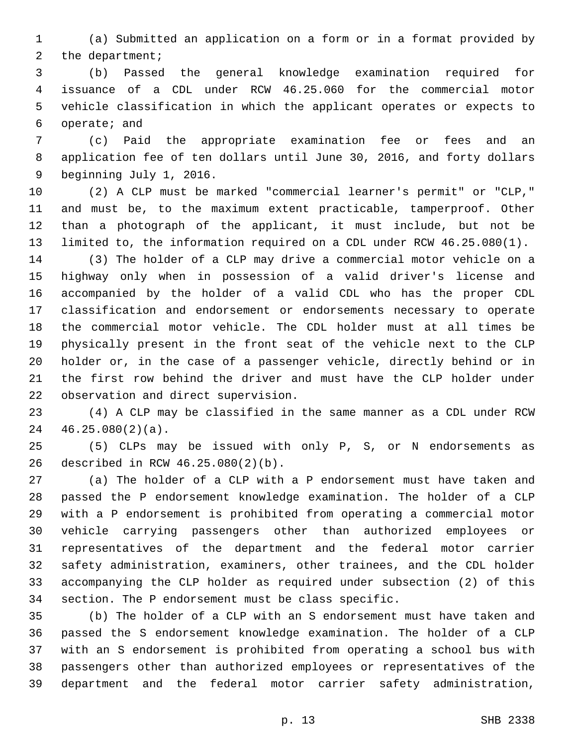(a) Submitted an application on a form or in a format provided by the department;

(b) Passed the general knowledge examination required for issuance of a CDL under RCW 46.25.060 for the commercial motor vehicle classification in which the applicant operates or expects to operate; and

(c) Paid the appropriate examination fee or fees and an application fee of ten dollars until June 30, 2016, and forty dollars beginning July 1, 2016.

(2) A CLP must be marked "commercial learner's permit" or "CLP," and must be, to the maximum extent practicable, tamperproof. Other than a photograph of the applicant, it must include, but not be limited to, the information required on a CDL under RCW 46.25.080(1).

(3) The holder of a CLP may drive a commercial motor vehicle on a highway only when in possession of a valid driver's license and accompanied by the holder of a valid CDL who has the proper CDL classification and endorsement or endorsements necessary to operate the commercial motor vehicle. The CDL holder must at all times be physically present in the front seat of the vehicle next to the CLP holder or, in the case of a passenger vehicle, directly behind or in the first row behind the driver and must have the CLP holder under observation and direct supervision.

(4) A CLP may be classified in the same manner as a CDL under RCW 46.25.080(2)(a).

(5) CLPs may be issued with only P, S, or N endorsements as described in RCW 46.25.080(2)(b).

(a) The holder of a CLP with a P endorsement must have taken and passed the P endorsement knowledge examination. The holder of a CLP with a P endorsement is prohibited from operating a commercial motor vehicle carrying passengers other than authorized employees or representatives of the department and the federal motor carrier safety administration, examiners, other trainees, and the CDL holder accompanying the CLP holder as required under subsection (2) of this section. The P endorsement must be class specific.

(b) The holder of a CLP with an S endorsement must have taken and passed the S endorsement knowledge examination. The holder of a CLP with an S endorsement is prohibited from operating a school bus with passengers other than authorized employees or representatives of the department and the federal motor carrier safety administration,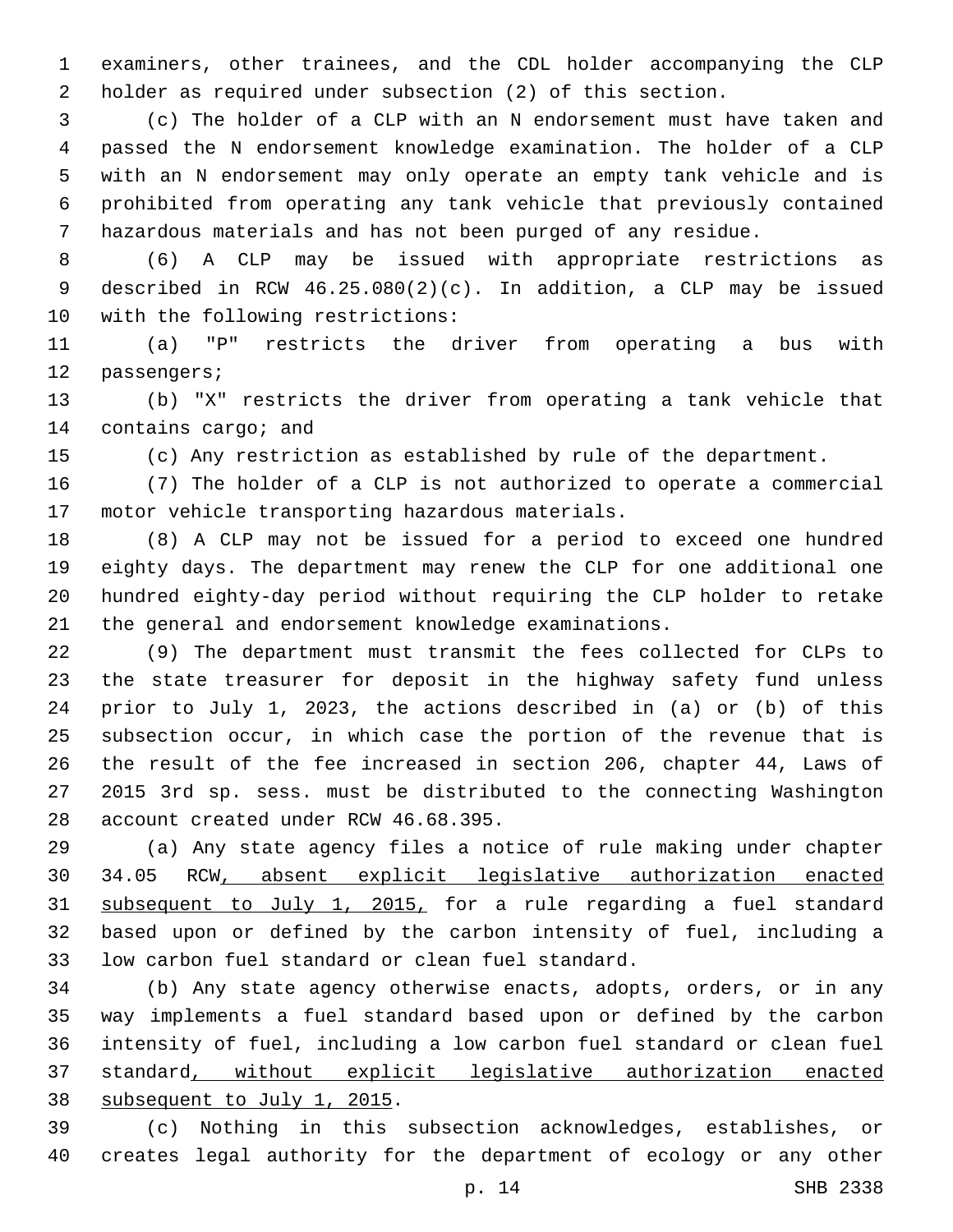examiners, other trainees, and the CDL holder accompanying the CLP holder as required under subsection (2) of this section.

(c) The holder of a CLP with an N endorsement must have taken and passed the N endorsement knowledge examination. The holder of a CLP with an N endorsement may only operate an empty tank vehicle and is prohibited from operating any tank vehicle that previously contained hazardous materials and has not been purged of any residue.

(6) A CLP may be issued with appropriate restrictions as described in RCW 46.25.080(2)(c). In addition, a CLP may be issued with the following restrictions:

(a) "P" restricts the driver from operating a bus with passengers;

(b) "X" restricts the driver from operating a tank vehicle that contains cargo; and

(c) Any restriction as established by rule of the department.

(7) The holder of a CLP is not authorized to operate a commercial motor vehicle transporting hazardous materials.

(8) A CLP may not be issued for a period to exceed one hundred eighty days. The department may renew the CLP for one additional one hundred eighty-day period without requiring the CLP holder to retake the general and endorsement knowledge examinations.

(9) The department must transmit the fees collected for CLPs to the state treasurer for deposit in the highway safety fund unless prior to July 1, 2023, the actions described in (a) or (b) of this subsection occur, in which case the portion of the revenue that is the result of the fee increased in section 206, chapter 44, Laws of 2015 3rd sp. sess. must be distributed to the connecting Washington account created under RCW 46.68.395.

(a) Any state agency files a notice of rule making under chapter 34.05 RCW<u>, absent explicit legislative authorization enacted subsequent to July 1, 2015,</u> for a rule regarding a fuel standard based upon or defined by the carbon intensity of fuel, including a low carbon fuel standard or clean fuel standard.

(b) Any state agency otherwise enacts, adopts, orders, or in any way implements a fuel standard based upon or defined by the carbon intensity of fuel, including a low carbon fuel standard or clean fuel standard<u>, without explicit legislative authorization enacted subsequent to July 1, 2015</u>.

(c) Nothing in this subsection acknowledges, establishes, or creates legal authority for the department of ecology or any other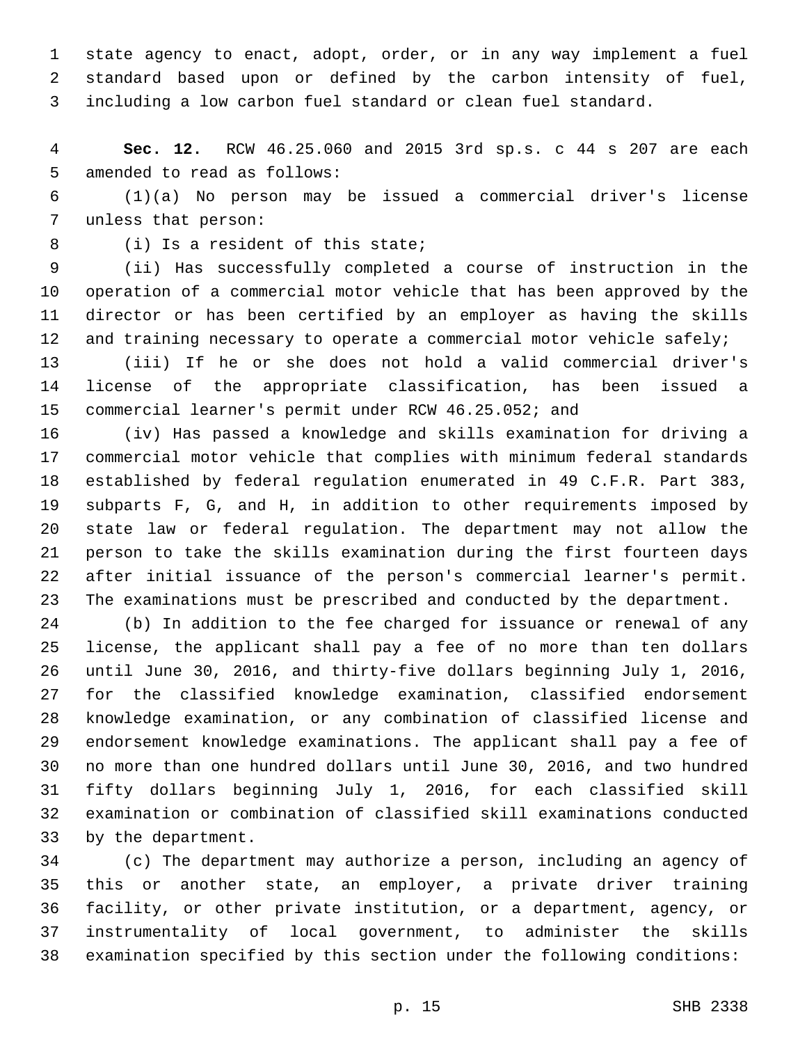state agency to enact, adopt, order, or in any way implement a fuel standard based upon or defined by the carbon intensity of fuel, including a low carbon fuel standard or clean fuel standard.

**Sec. 12.** RCW 46.25.060 and 2015 3rd sp.s. c 44 s 207 are each amended to read as follows:

(1)(a) No person may be issued a commercial driver's license unless that person:

(i) Is a resident of this state;

(ii) Has successfully completed a course of instruction in the operation of a commercial motor vehicle that has been approved by the director or has been certified by an employer as having the skills and training necessary to operate a commercial motor vehicle safely;

(iii) If he or she does not hold a valid commercial driver's license of the appropriate classification, has been issued a commercial learner's permit under RCW 46.25.052; and

(iv) Has passed a knowledge and skills examination for driving a commercial motor vehicle that complies with minimum federal standards established by federal regulation enumerated in 49 C.F.R. Part 383, subparts F, G, and H, in addition to other requirements imposed by state law or federal regulation. The department may not allow the person to take the skills examination during the first fourteen days after initial issuance of the person's commercial learner's permit. The examinations must be prescribed and conducted by the department.

(b) In addition to the fee charged for issuance or renewal of any license, the applicant shall pay a fee of no more than ten dollars until June 30, 2016, and thirty-five dollars beginning July 1, 2016, for the classified knowledge examination, classified endorsement knowledge examination, or any combination of classified license and endorsement knowledge examinations. The applicant shall pay a fee of no more than one hundred dollars until June 30, 2016, and two hundred fifty dollars beginning July 1, 2016, for each classified skill examination or combination of classified skill examinations conducted by the department.

(c) The department may authorize a person, including an agency of this or another state, an employer, a private driver training facility, or other private institution, or a department, agency, or instrumentality of local government, to administer the skills examination specified by this section under the following conditions: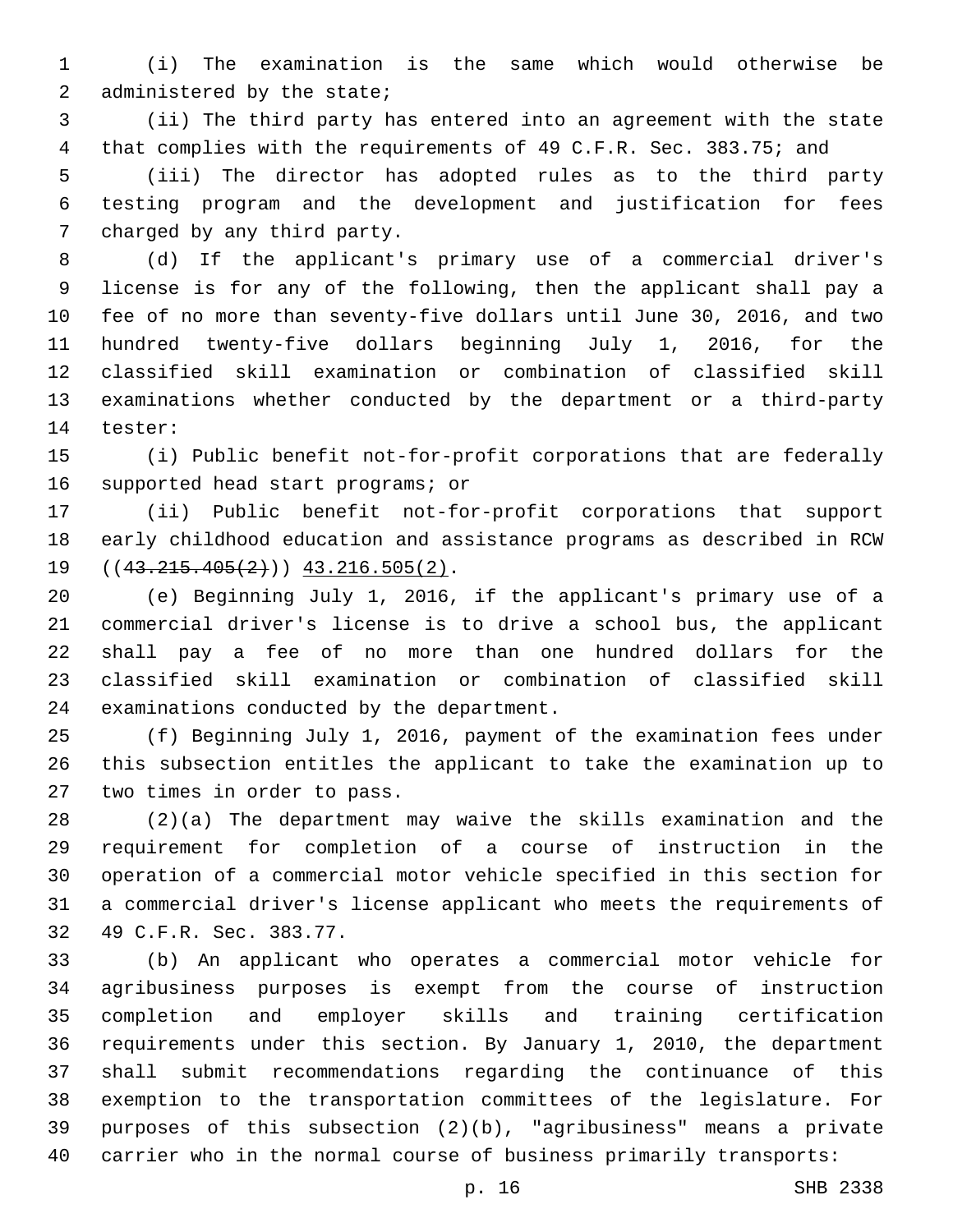(i) The examination is the same which would otherwise be administered by the state;

(ii) The third party has entered into an agreement with the state that complies with the requirements of 49 C.F.R. Sec. 383.75; and

(iii) The director has adopted rules as to the third party testing program and the development and justification for fees charged by any third party.

(d) If the applicant's primary use of a commercial driver's license is for any of the following, then the applicant shall pay a fee of no more than seventy-five dollars until June 30, 2016, and two hundred twenty-five dollars beginning July 1, 2016, for the classified skill examination or combination of classified skill examinations whether conducted by the department or a third-party tester:

(i) Public benefit not-for-profit corporations that are federally supported head start programs; or

(ii) Public benefit not-for-profit corporations that support early childhood education and assistance programs as described in RCW ((~~43.215.405(2)~~)) <u>43.216.505(2)</u>.

(e) Beginning July 1, 2016, if the applicant's primary use of a commercial driver's license is to drive a school bus, the applicant shall pay a fee of no more than one hundred dollars for the classified skill examination or combination of classified skill examinations conducted by the department.

(f) Beginning July 1, 2016, payment of the examination fees under this subsection entitles the applicant to take the examination up to two times in order to pass.

(2)(a) The department may waive the skills examination and the requirement for completion of a course of instruction in the operation of a commercial motor vehicle specified in this section for a commercial driver's license applicant who meets the requirements of 49 C.F.R. Sec. 383.77.

(b) An applicant who operates a commercial motor vehicle for agribusiness purposes is exempt from the course of instruction completion and employer skills and training certification requirements under this section. By January 1, 2010, the department shall submit recommendations regarding the continuance of this exemption to the transportation committees of the legislature. For purposes of this subsection (2)(b), "agribusiness" means a private carrier who in the normal course of business primarily transports: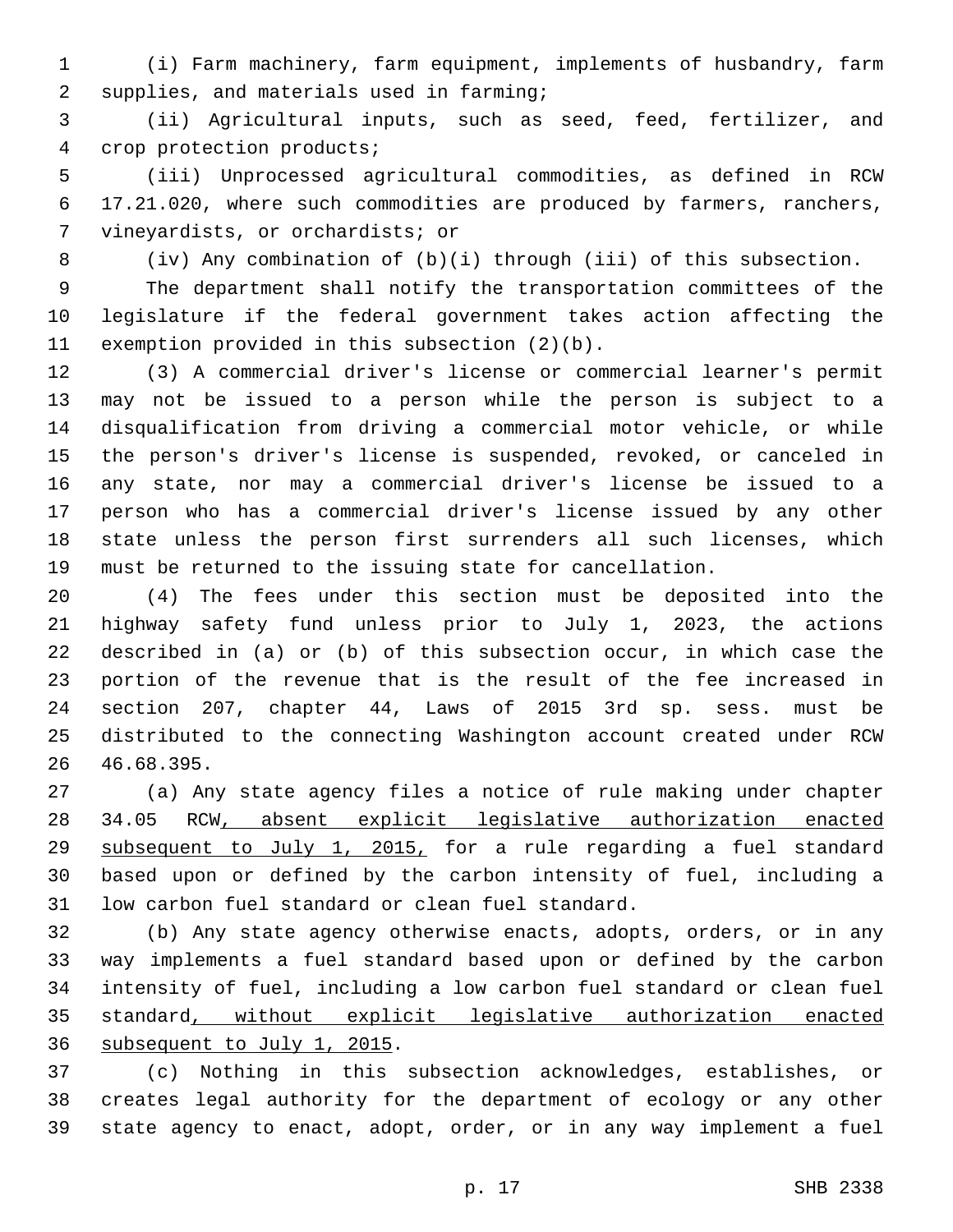(i) Farm machinery, farm equipment, implements of husbandry, farm supplies, and materials used in farming;

(ii) Agricultural inputs, such as seed, feed, fertilizer, and crop protection products;

(iii) Unprocessed agricultural commodities, as defined in RCW 17.21.020, where such commodities are produced by farmers, ranchers, vineyardists, or orchardists; or

(iv) Any combination of (b)(i) through (iii) of this subsection.

The department shall notify the transportation committees of the legislature if the federal government takes action affecting the exemption provided in this subsection (2)(b).

(3) A commercial driver's license or commercial learner's permit may not be issued to a person while the person is subject to a disqualification from driving a commercial motor vehicle, or while the person's driver's license is suspended, revoked, or canceled in any state, nor may a commercial driver's license be issued to a person who has a commercial driver's license issued by any other state unless the person first surrenders all such licenses, which must be returned to the issuing state for cancellation.

(4) The fees under this section must be deposited into the highway safety fund unless prior to July 1, 2023, the actions described in (a) or (b) of this subsection occur, in which case the portion of the revenue that is the result of the fee increased in section 207, chapter 44, Laws of 2015 3rd sp. sess. must be distributed to the connecting Washington account created under RCW 46.68.395.

(a) Any state agency files a notice of rule making under chapter 34.05 RCW, absent explicit legislative authorization enacted subsequent to July 1, 2015, for a rule regarding a fuel standard based upon or defined by the carbon intensity of fuel, including a low carbon fuel standard or clean fuel standard.

(b) Any state agency otherwise enacts, adopts, orders, or in any way implements a fuel standard based upon or defined by the carbon intensity of fuel, including a low carbon fuel standard or clean fuel standard, without explicit legislative authorization enacted subsequent to July 1, 2015.

(c) Nothing in this subsection acknowledges, establishes, or creates legal authority for the department of ecology or any other state agency to enact, adopt, order, or in any way implement a fuel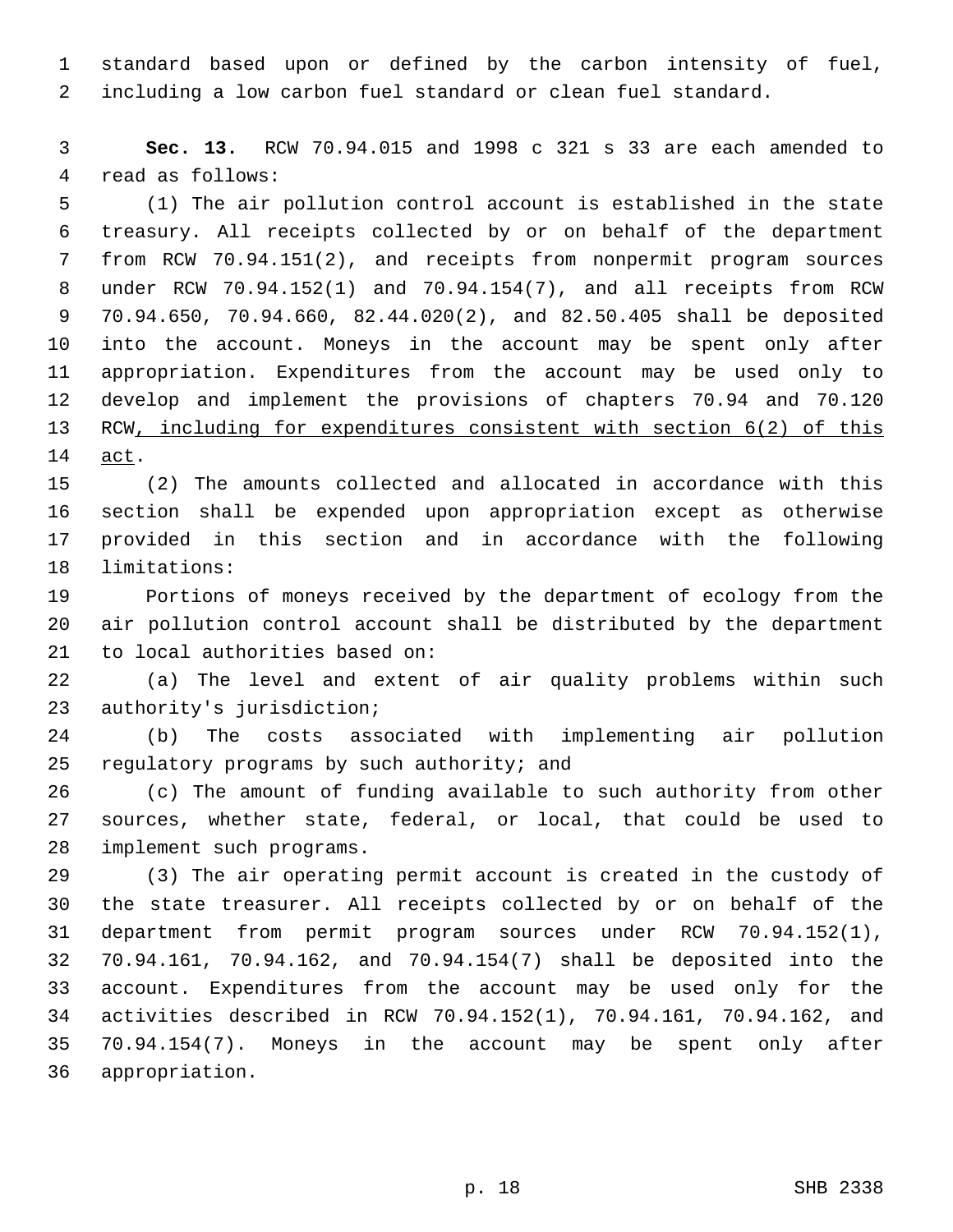standard based upon or defined by the carbon intensity of fuel, including a low carbon fuel standard or clean fuel standard.

**Sec. 13.** RCW 70.94.015 and 1998 c 321 s 33 are each amended to read as follows:

(1) The air pollution control account is established in the state treasury. All receipts collected by or on behalf of the department from RCW 70.94.151(2), and receipts from nonpermit program sources under RCW 70.94.152(1) and 70.94.154(7), and all receipts from RCW 70.94.650, 70.94.660, 82.44.020(2), and 82.50.405 shall be deposited into the account. Moneys in the account may be spent only after appropriation. Expenditures from the account may be used only to develop and implement the provisions of chapters 70.94 and 70.120 RCW, including for expenditures consistent with section 6(2) of this act.

(2) The amounts collected and allocated in accordance with this section shall be expended upon appropriation except as otherwise provided in this section and in accordance with the following limitations:

Portions of moneys received by the department of ecology from the air pollution control account shall be distributed by the department to local authorities based on:

(a) The level and extent of air quality problems within such authority's jurisdiction;

(b) The costs associated with implementing air pollution regulatory programs by such authority; and

(c) The amount of funding available to such authority from other sources, whether state, federal, or local, that could be used to implement such programs.

(3) The air operating permit account is created in the custody of the state treasurer. All receipts collected by or on behalf of the department from permit program sources under RCW 70.94.152(1), 70.94.161, 70.94.162, and 70.94.154(7) shall be deposited into the account. Expenditures from the account may be used only for the activities described in RCW 70.94.152(1), 70.94.161, 70.94.162, and 70.94.154(7). Moneys in the account may be spent only after appropriation.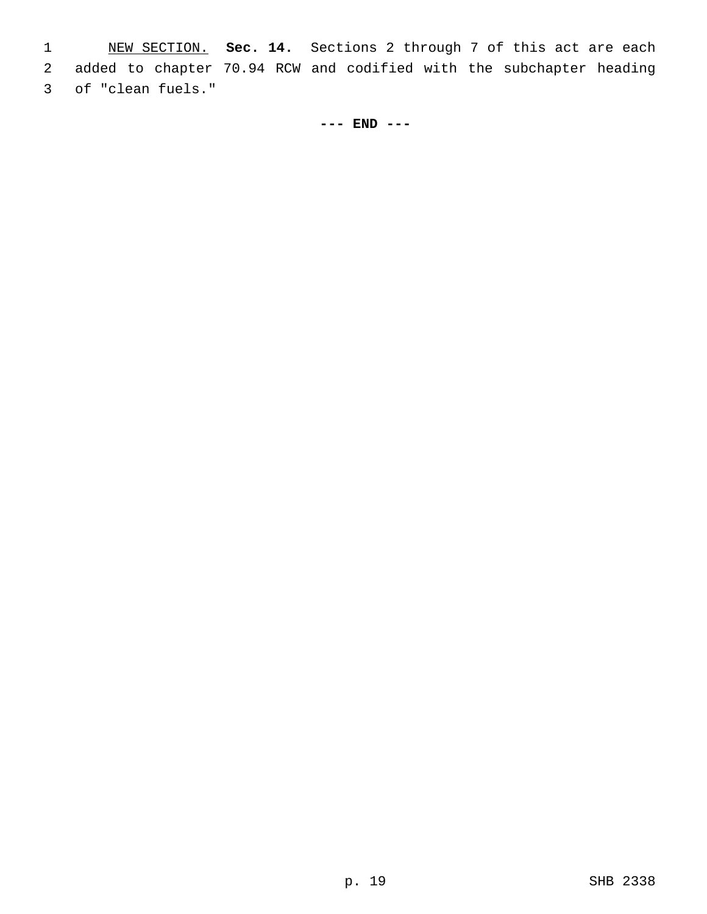NEW SECTION. **Sec. 14.** Sections 2 through 7 of this act are each added to chapter 70.94 RCW and codified with the subchapter heading of "clean fuels."

**--- END ---**